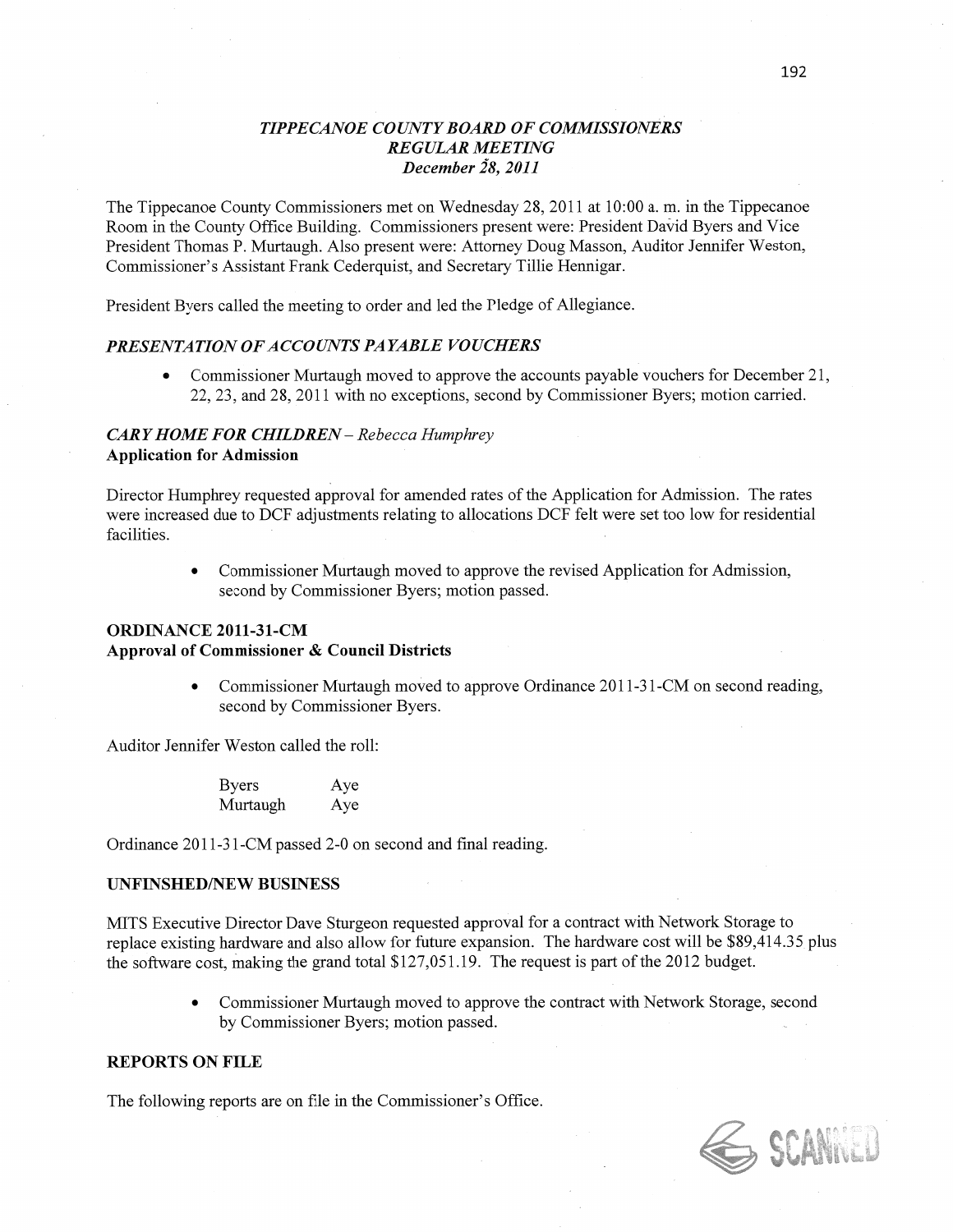# *TIPPECANOE COUNTY BOARD OF COMMISSIONERS*
## *REGULAR MEETING*
### *December 28, 2011*

The Tippecanoe County Commissioners met on Wednesday 28, 2011 at 10:00 a. m. in the Tippecanoe Room in the County Office Building. Commissioners present were: President David Byers and Vice President Thomas P. Murtaugh. Also present were: Attorney Doug Masson, Auditor Jennifer Weston, Commissioner's Assistant Frank Cederquist, and Secretary Tillie Hennigar.

President Byers called the meeting to order and led the Pledge of Allegiance.

### *PRESENTATION OF ACCOUNTS PAYABLE VOUCHERS*

- Commissioner Murtaugh moved to approve the accounts payable vouchers for December 21, 22, 23, and 28, 2011 with no exceptions, second by Commissioner Byers; motion carried.

### *CARY HOME FOR CHILDREN – Rebecca Humphrey*
**Application for Admission**

Director Humphrey requested approval for amended rates of the Application for Admission. The rates were increased due to DCF adjustments relating to allocations DCF felt were set too low for residential facilities.

- Commissioner Murtaugh moved to approve the revised Application for Admission, second by Commissioner Byers; motion passed.

### ORDINANCE 2011-31-CM
**Approval of Commissioner & Council Districts**

- Commissioner Murtaugh moved to approve Ordinance 2011-31-CM on second reading, second by Commissioner Byers.

Auditor Jennifer Weston called the roll:

| | |
|---|---|
| Byers | Aye |
| Murtaugh | Aye |

Ordinance 2011-31-CM passed 2-0 on second and final reading.

### UNFINSHED/NEW BUSINESS

MITS Executive Director Dave Sturgeon requested approval for a contract with Network Storage to replace existing hardware and also allow for future expansion. The hardware cost will be $89,414.35 plus the software cost, making the grand total $127,051.19. The request is part of the 2012 budget.

- Commissioner Murtaugh moved to approve the contract with Network Storage, second by Commissioner Byers; motion passed.

### REPORTS ON FILE

The following reports are on file in the Commissioner's Office.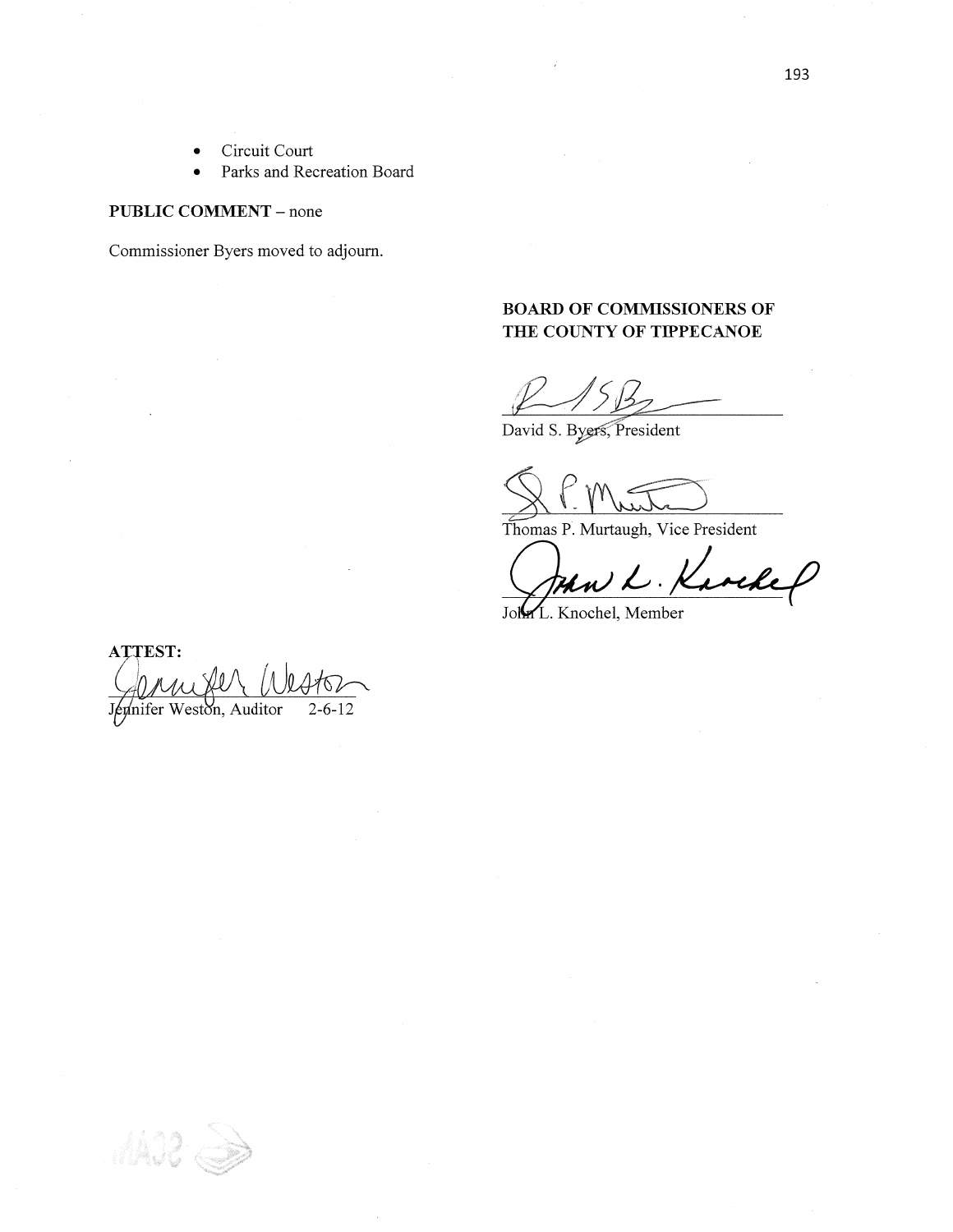- Circuit Court
- Parks and Recreation Board

**PUBLIC COMMENT** – none

Commissioner Byers moved to adjourn.

**BOARD OF COMMISSIONERS OF THE COUNTY OF TIPPECANOE**

David S. Byers, President

Thomas P. Murtaugh, Vice President

John L. Knochel, Member

**ATTEST:**

Jennifer Weston, Auditor 2-6-12